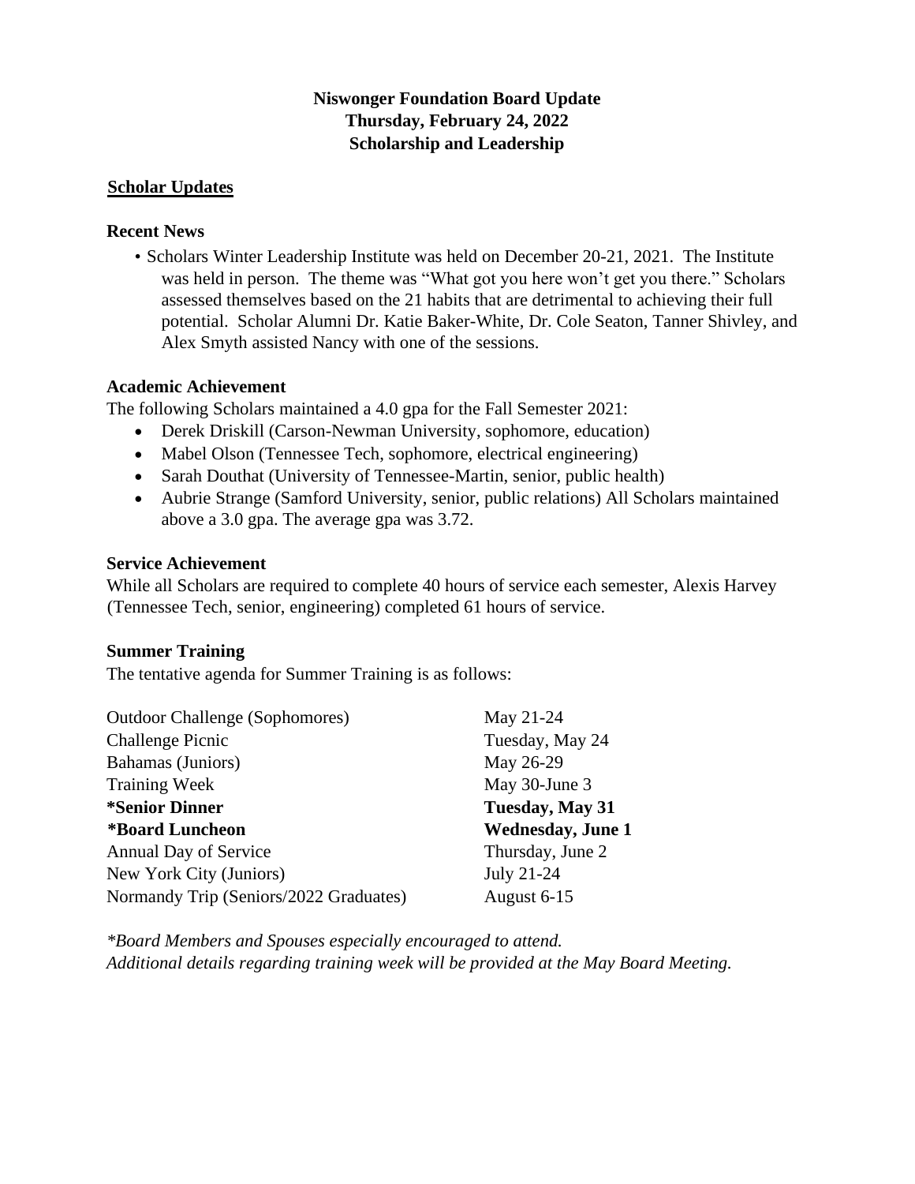**Niswonger Foundation Board Update**
**Thursday, February 24, 2022**
**Scholarship and Leadership**

## Scholar Updates

### Recent News

- Scholars Winter Leadership Institute was held on December 20-21, 2021. The Institute was held in person. The theme was "What got you here won't get you there." Scholars assessed themselves based on the 21 habits that are detrimental to achieving their full potential. Scholar Alumni Dr. Katie Baker-White, Dr. Cole Seaton, Tanner Shivley, and Alex Smyth assisted Nancy with one of the sessions.

### Academic Achievement

The following Scholars maintained a 4.0 gpa for the Fall Semester 2021:

- Derek Driskill (Carson-Newman University, sophomore, education)
- Mabel Olson (Tennessee Tech, sophomore, electrical engineering)
- Sarah Douthat (University of Tennessee-Martin, senior, public health)
- Aubrie Strange (Samford University, senior, public relations) All Scholars maintained above a 3.0 gpa. The average gpa was 3.72.

### Service Achievement

While all Scholars are required to complete 40 hours of service each semester, Alexis Harvey (Tennessee Tech, senior, engineering) completed 61 hours of service.

### Summer Training

The tentative agenda for Summer Training is as follows:

| | |
|---|---|
| Outdoor Challenge (Sophomores) | May 21-24 |
| Challenge Picnic | Tuesday, May 24 |
| Bahamas (Juniors) | May 26-29 |
| Training Week | May 30-June 3 |
| **\*Senior Dinner** | **Tuesday, May 31** |
| **\*Board Luncheon** | **Wednesday, June 1** |
| Annual Day of Service | Thursday, June 2 |
| New York City (Juniors) | July 21-24 |
| Normandy Trip (Seniors/2022 Graduates) | August 6-15 |

*\*Board Members and Spouses especially encouraged to attend.*
*Additional details regarding training week will be provided at the May Board Meeting.*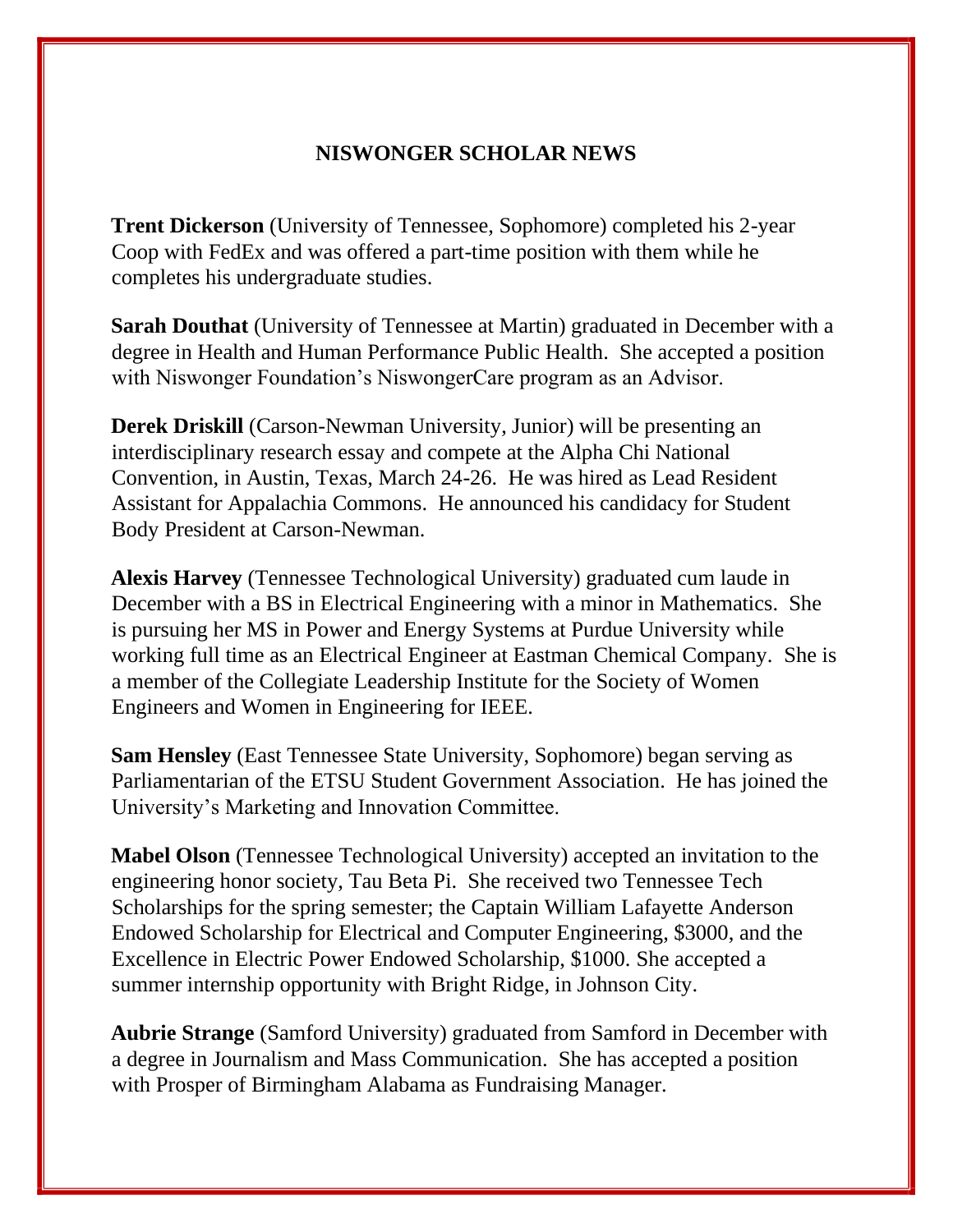## NISWONGER SCHOLAR NEWS

**Trent Dickerson** (University of Tennessee, Sophomore) completed his 2-year Coop with FedEx and was offered a part-time position with them while he completes his undergraduate studies.

**Sarah Douthat** (University of Tennessee at Martin) graduated in December with a degree in Health and Human Performance Public Health. She accepted a position with Niswonger Foundation's NiswongerCare program as an Advisor.

**Derek Driskill** (Carson-Newman University, Junior) will be presenting an interdisciplinary research essay and compete at the Alpha Chi National Convention, in Austin, Texas, March 24-26. He was hired as Lead Resident Assistant for Appalachia Commons. He announced his candidacy for Student Body President at Carson-Newman.

**Alexis Harvey** (Tennessee Technological University) graduated cum laude in December with a BS in Electrical Engineering with a minor in Mathematics. She is pursuing her MS in Power and Energy Systems at Purdue University while working full time as an Electrical Engineer at Eastman Chemical Company. She is a member of the Collegiate Leadership Institute for the Society of Women Engineers and Women in Engineering for IEEE.

**Sam Hensley** (East Tennessee State University, Sophomore) began serving as Parliamentarian of the ETSU Student Government Association. He has joined the University's Marketing and Innovation Committee.

**Mabel Olson** (Tennessee Technological University) accepted an invitation to the engineering honor society, Tau Beta Pi. She received two Tennessee Tech Scholarships for the spring semester; the Captain William Lafayette Anderson Endowed Scholarship for Electrical and Computer Engineering, $3000, and the Excellence in Electric Power Endowed Scholarship, $1000. She accepted a summer internship opportunity with Bright Ridge, in Johnson City.

**Aubrie Strange** (Samford University) graduated from Samford in December with a degree in Journalism and Mass Communication. She has accepted a position with Prosper of Birmingham Alabama as Fundraising Manager.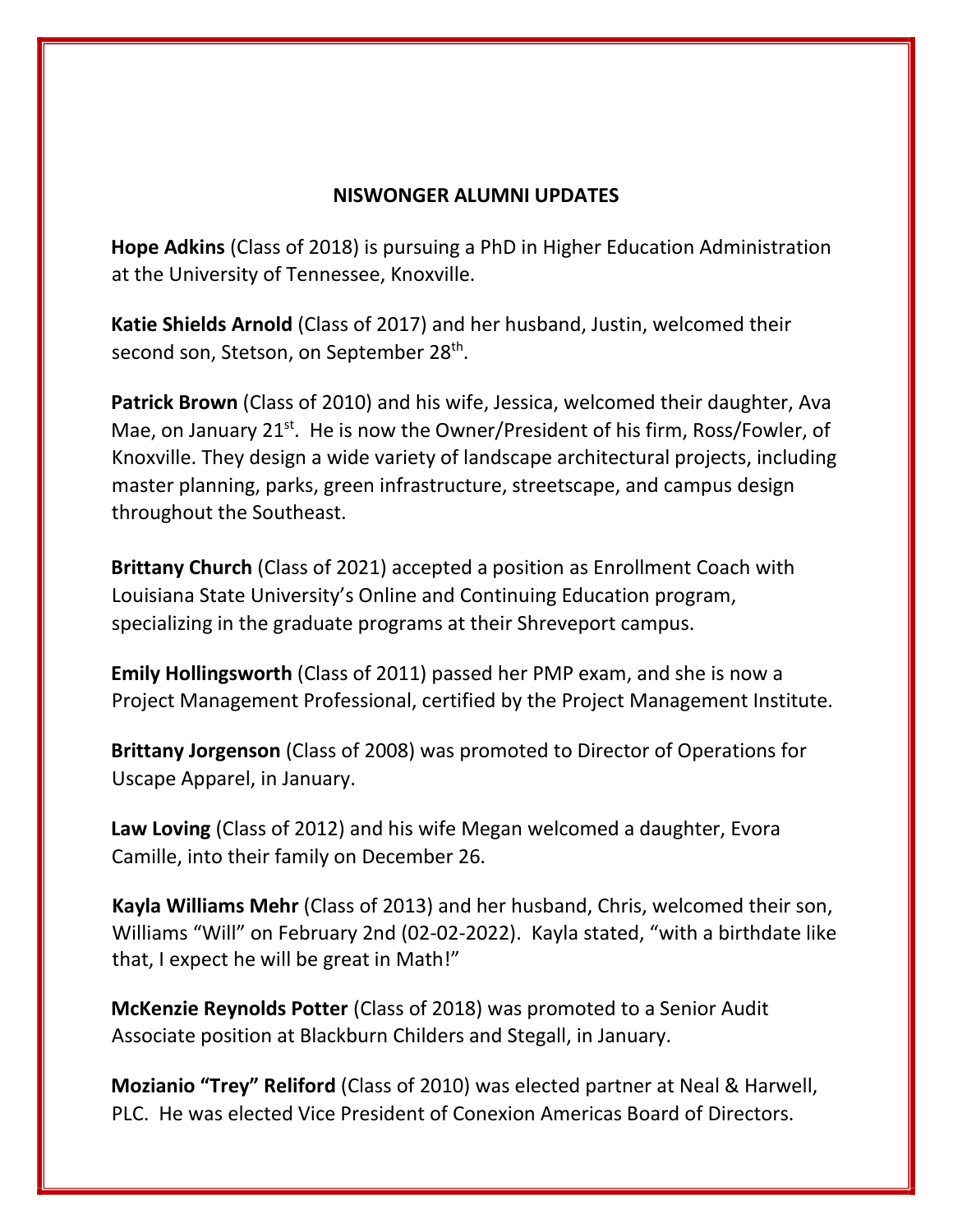## NISWONGER ALUMNI UPDATES

**Hope Adkins** (Class of 2018) is pursuing a PhD in Higher Education Administration at the University of Tennessee, Knoxville.

**Katie Shields Arnold** (Class of 2017) and her husband, Justin, welcomed their second son, Stetson, on September 28th.

**Patrick Brown** (Class of 2010) and his wife, Jessica, welcomed their daughter, Ava Mae, on January 21st. He is now the Owner/President of his firm, Ross/Fowler, of Knoxville. They design a wide variety of landscape architectural projects, including master planning, parks, green infrastructure, streetscape, and campus design throughout the Southeast.

**Brittany Church** (Class of 2021) accepted a position as Enrollment Coach with Louisiana State University's Online and Continuing Education program, specializing in the graduate programs at their Shreveport campus.

**Emily Hollingsworth** (Class of 2011) passed her PMP exam, and she is now a Project Management Professional, certified by the Project Management Institute.

**Brittany Jorgenson** (Class of 2008) was promoted to Director of Operations for Uscape Apparel, in January.

**Law Loving** (Class of 2012) and his wife Megan welcomed a daughter, Evora Camille, into their family on December 26.

**Kayla Williams Mehr** (Class of 2013) and her husband, Chris, welcomed their son, Williams "Will" on February 2nd (02-02-2022). Kayla stated, "with a birthdate like that, I expect he will be great in Math!"

**McKenzie Reynolds Potter** (Class of 2018) was promoted to a Senior Audit Associate position at Blackburn Childers and Stegall, in January.

**Mozianio "Trey" Reliford** (Class of 2010) was elected partner at Neal & Harwell, PLC. He was elected Vice President of Conexion Americas Board of Directors.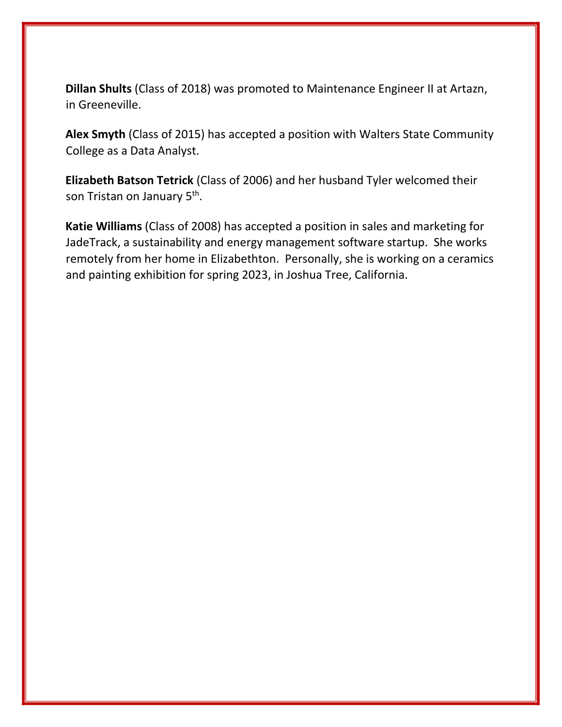**Dillan Shults** (Class of 2018) was promoted to Maintenance Engineer II at Artazn, in Greeneville.

**Alex Smyth** (Class of 2015) has accepted a position with Walters State Community College as a Data Analyst.

**Elizabeth Batson Tetrick** (Class of 2006) and her husband Tyler welcomed their son Tristan on January 5th.

**Katie Williams** (Class of 2008) has accepted a position in sales and marketing for JadeTrack, a sustainability and energy management software startup. She works remotely from her home in Elizabethton. Personally, she is working on a ceramics and painting exhibition for spring 2023, in Joshua Tree, California.